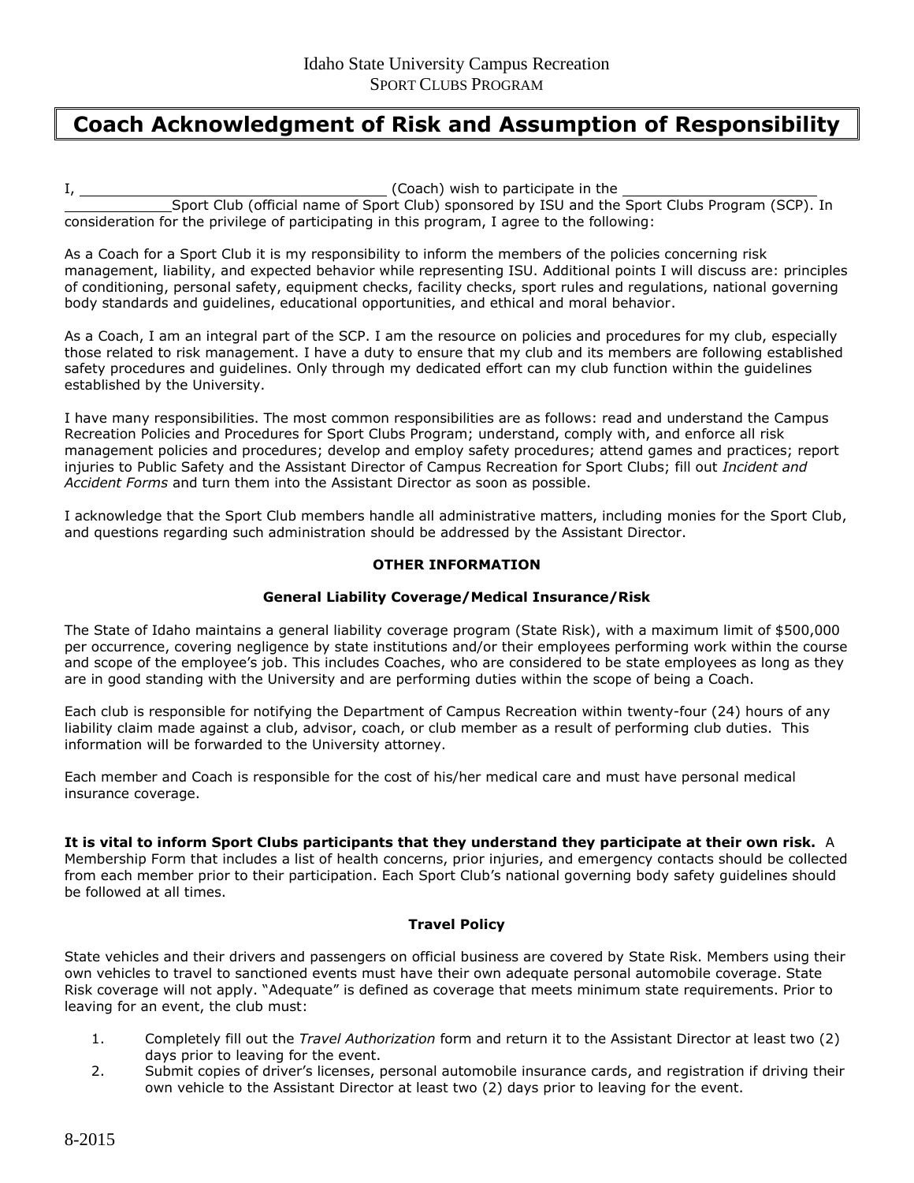Idaho State University Campus Recreation
SPORT CLUBS PROGRAM

# Coach Acknowledgment of Risk and Assumption of Responsibility

I, ______________________________ (Coach) wish to participate in the ______________________ ____________Sport Club (official name of Sport Club) sponsored by ISU and the Sport Clubs Program (SCP). In consideration for the privilege of participating in this program, I agree to the following:

As a Coach for a Sport Club it is my responsibility to inform the members of the policies concerning risk management, liability, and expected behavior while representing ISU. Additional points I will discuss are: principles of conditioning, personal safety, equipment checks, facility checks, sport rules and regulations, national governing body standards and guidelines, educational opportunities, and ethical and moral behavior.

As a Coach, I am an integral part of the SCP. I am the resource on policies and procedures for my club, especially those related to risk management. I have a duty to ensure that my club and its members are following established safety procedures and guidelines. Only through my dedicated effort can my club function within the guidelines established by the University.

I have many responsibilities. The most common responsibilities are as follows: read and understand the Campus Recreation Policies and Procedures for Sport Clubs Program; understand, comply with, and enforce all risk management policies and procedures; develop and employ safety procedures; attend games and practices; report injuries to Public Safety and the Assistant Director of Campus Recreation for Sport Clubs; fill out *Incident and Accident Forms* and turn them into the Assistant Director as soon as possible.

I acknowledge that the Sport Club members handle all administrative matters, including monies for the Sport Club, and questions regarding such administration should be addressed by the Assistant Director.

**OTHER INFORMATION**

**General Liability Coverage/Medical Insurance/Risk**

The State of Idaho maintains a general liability coverage program (State Risk), with a maximum limit of $500,000 per occurrence, covering negligence by state institutions and/or their employees performing work within the course and scope of the employee's job. This includes Coaches, who are considered to be state employees as long as they are in good standing with the University and are performing duties within the scope of being a Coach.

Each club is responsible for notifying the Department of Campus Recreation within twenty-four (24) hours of any liability claim made against a club, advisor, coach, or club member as a result of performing club duties. This information will be forwarded to the University attorney.

Each member and Coach is responsible for the cost of his/her medical care and must have personal medical insurance coverage.

**It is vital to inform Sport Clubs participants that they understand they participate at their own risk.** A Membership Form that includes a list of health concerns, prior injuries, and emergency contacts should be collected from each member prior to their participation. Each Sport Club's national governing body safety guidelines should be followed at all times.

**Travel Policy**

State vehicles and their drivers and passengers on official business are covered by State Risk. Members using their own vehicles to travel to sanctioned events must have their own adequate personal automobile coverage. State Risk coverage will not apply. "Adequate" is defined as coverage that meets minimum state requirements. Prior to leaving for an event, the club must:

1. Completely fill out the *Travel Authorization* form and return it to the Assistant Director at least two (2) days prior to leaving for the event.
2. Submit copies of driver's licenses, personal automobile insurance cards, and registration if driving their own vehicle to the Assistant Director at least two (2) days prior to leaving for the event.

8-2015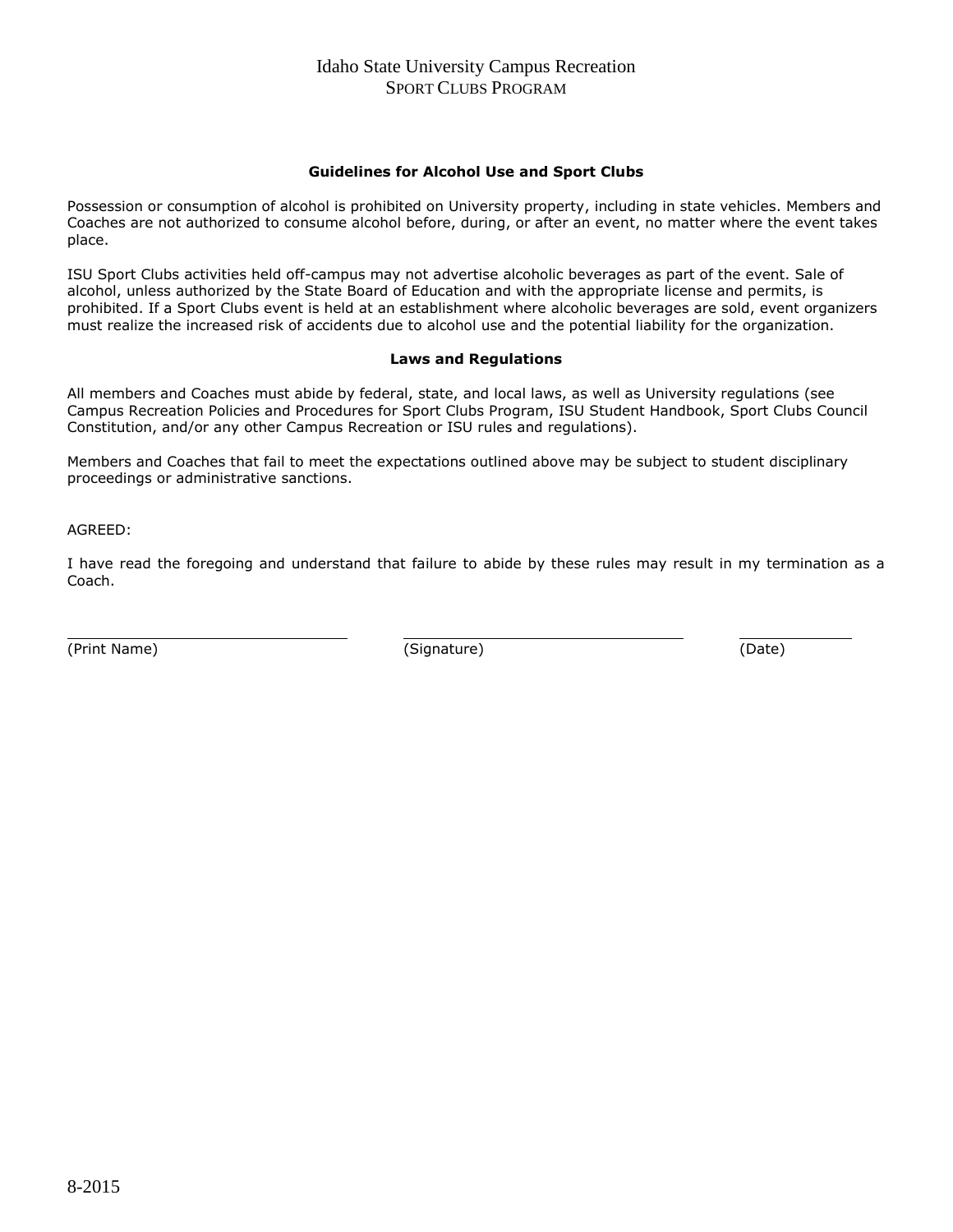Idaho State University Campus Recreation
SPORT CLUBS PROGRAM

### Guidelines for Alcohol Use and Sport Clubs

Possession or consumption of alcohol is prohibited on University property, including in state vehicles. Members and Coaches are not authorized to consume alcohol before, during, or after an event, no matter where the event takes place.

ISU Sport Clubs activities held off-campus may not advertise alcoholic beverages as part of the event. Sale of alcohol, unless authorized by the State Board of Education and with the appropriate license and permits, is prohibited. If a Sport Clubs event is held at an establishment where alcoholic beverages are sold, event organizers must realize the increased risk of accidents due to alcohol use and the potential liability for the organization.

### Laws and Regulations

All members and Coaches must abide by federal, state, and local laws, as well as University regulations (see Campus Recreation Policies and Procedures for Sport Clubs Program, ISU Student Handbook, Sport Clubs Council Constitution, and/or any other Campus Recreation or ISU rules and regulations).

Members and Coaches that fail to meet the expectations outlined above may be subject to student disciplinary proceedings or administrative sanctions.

AGREED:

I have read the foregoing and understand that failure to abide by these rules may result in my termination as a Coach.

| | | |
|---|---|---|
| (Print Name) | (Signature) | (Date) |

8-2015